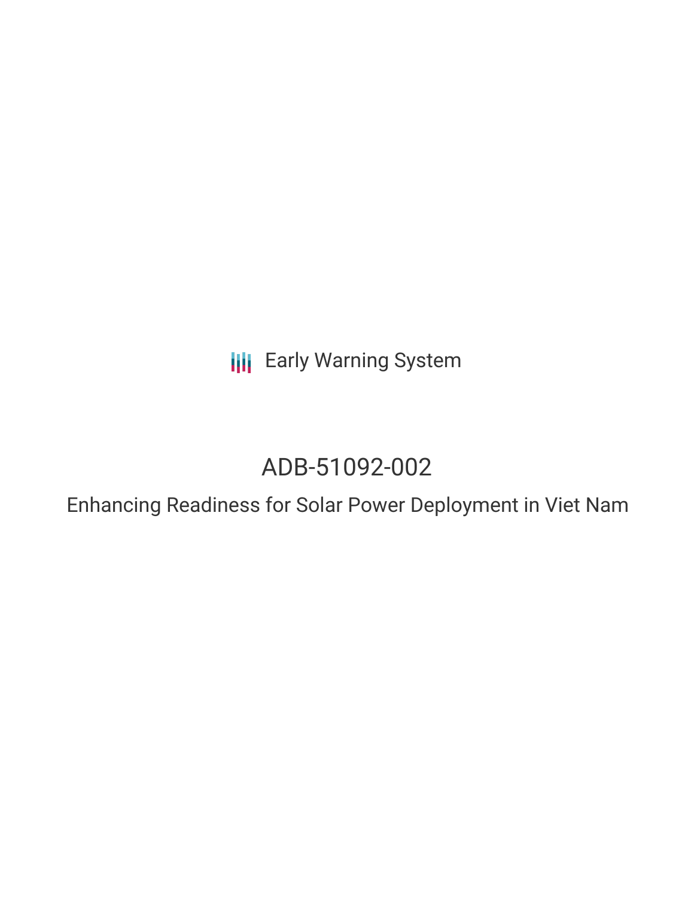Early Warning System

# ADB-51092-002

## Enhancing Readiness for Solar Power Deployment in Viet Nam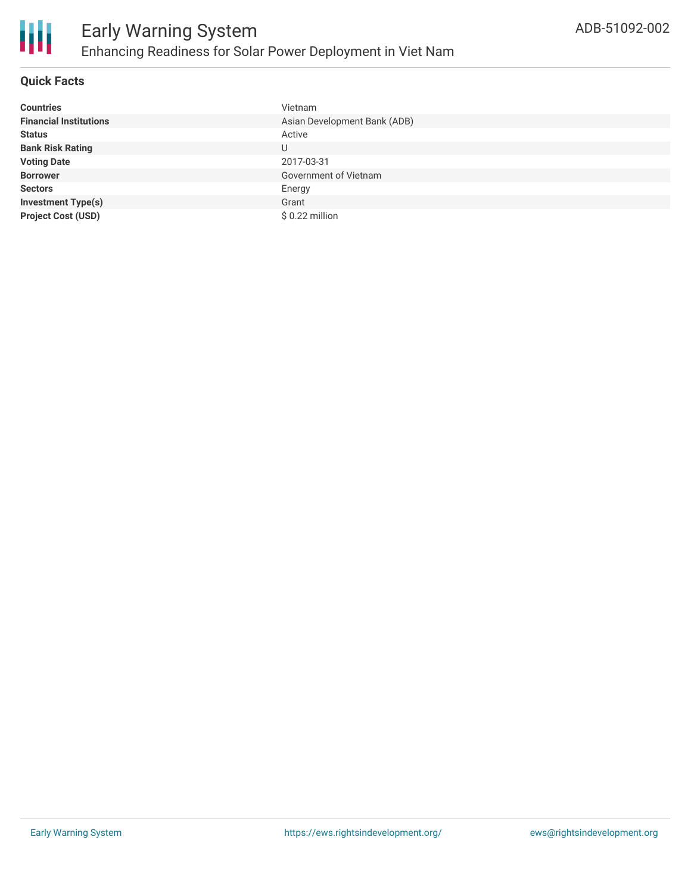# Early Warning System

## Enhancing Readiness for Solar Power Deployment in Viet Nam

ADB-51092-002

### Quick Facts

| | |
|---|---|
| **Countries** | Vietnam |
| **Financial Institutions** | Asian Development Bank (ADB) |
| **Status** | Active |
| **Bank Risk Rating** | U |
| **Voting Date** | 2017-03-31 |
| **Borrower** | Government of Vietnam |
| **Sectors** | Energy |
| **Investment Type(s)** | Grant |
| **Project Cost (USD)** | $ 0.22 million |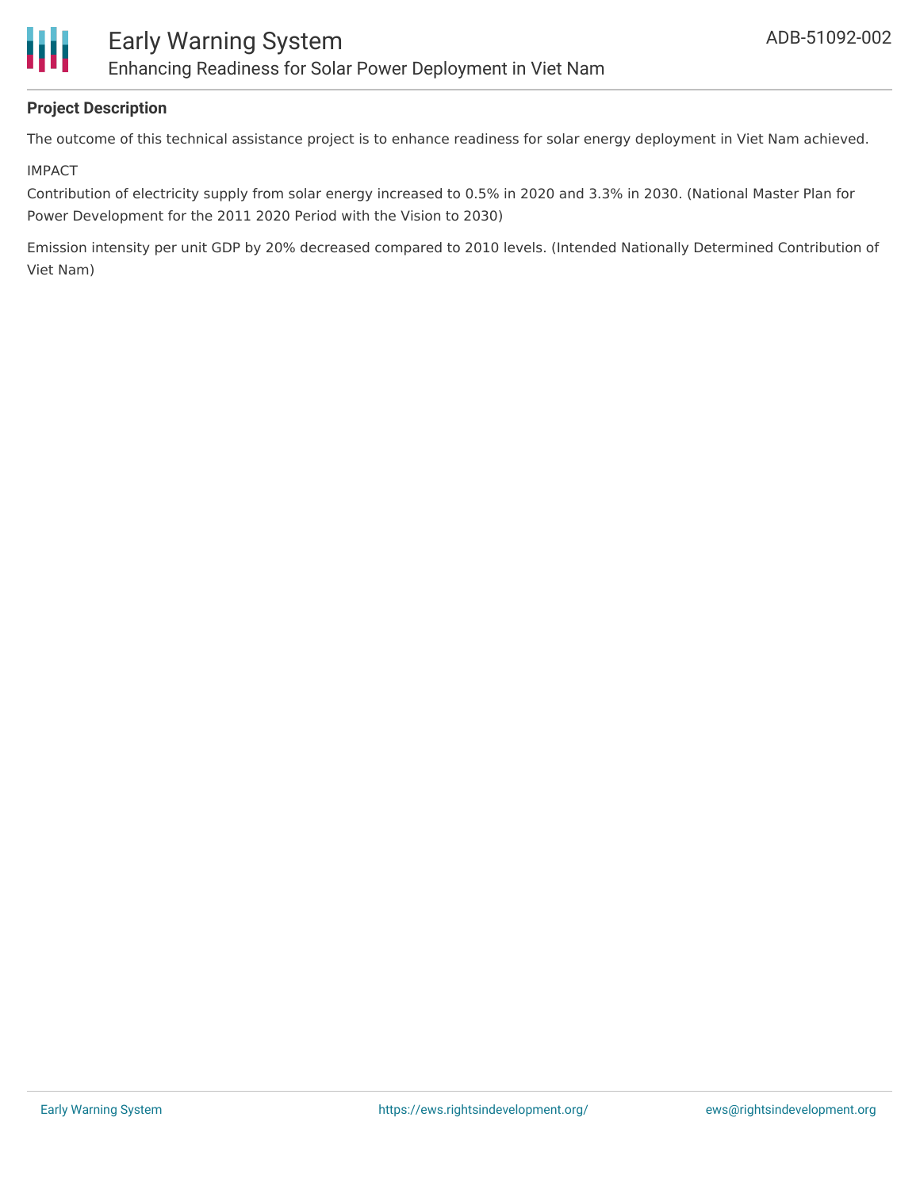**Project Description**

The outcome of this technical assistance project is to enhance readiness for solar energy deployment in Viet Nam achieved.

IMPACT

Contribution of electricity supply from solar energy increased to 0.5% in 2020 and 3.3% in 2030. (National Master Plan for Power Development for the 2011 2020 Period with the Vision to 2030)

Emission intensity per unit GDP by 20% decreased compared to 2010 levels. (Intended Nationally Determined Contribution of Viet Nam)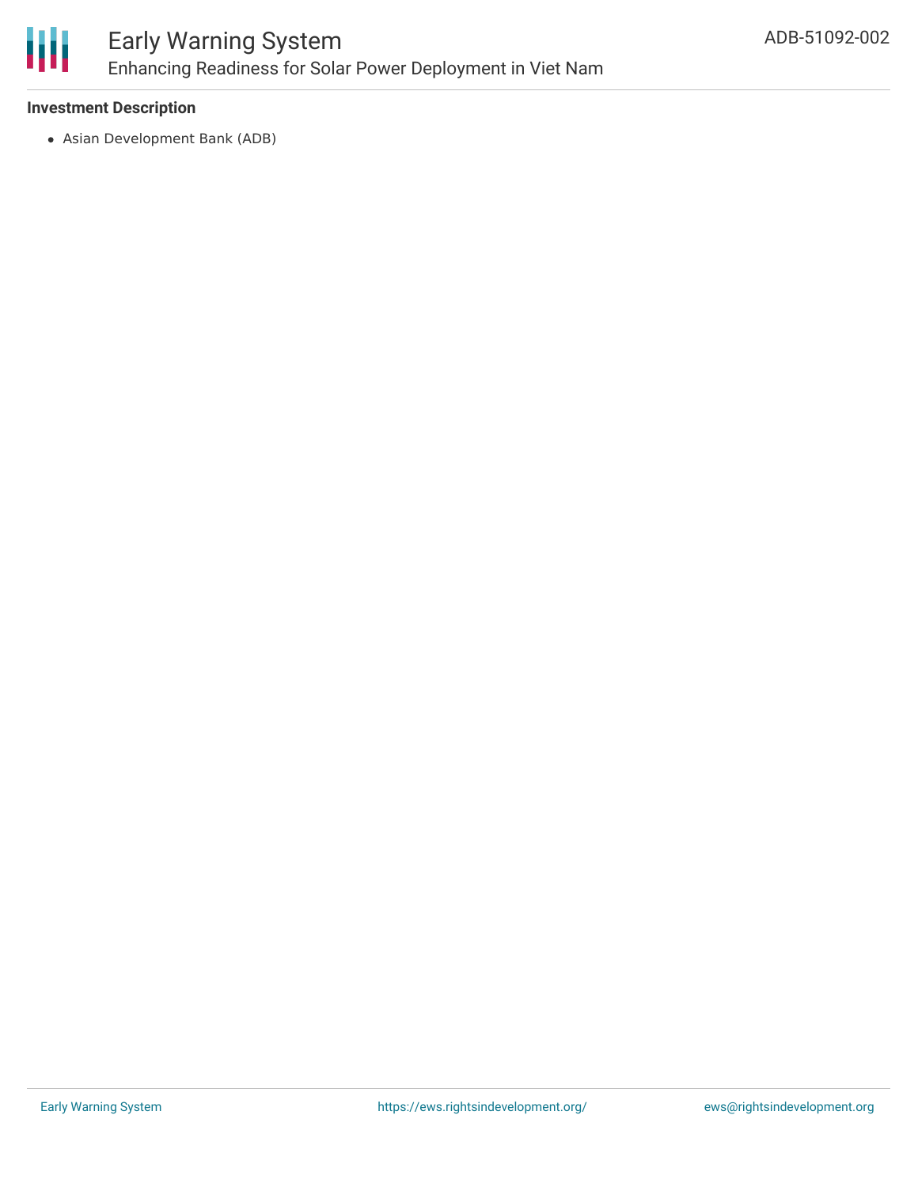**Investment Description**

- Asian Development Bank (ADB)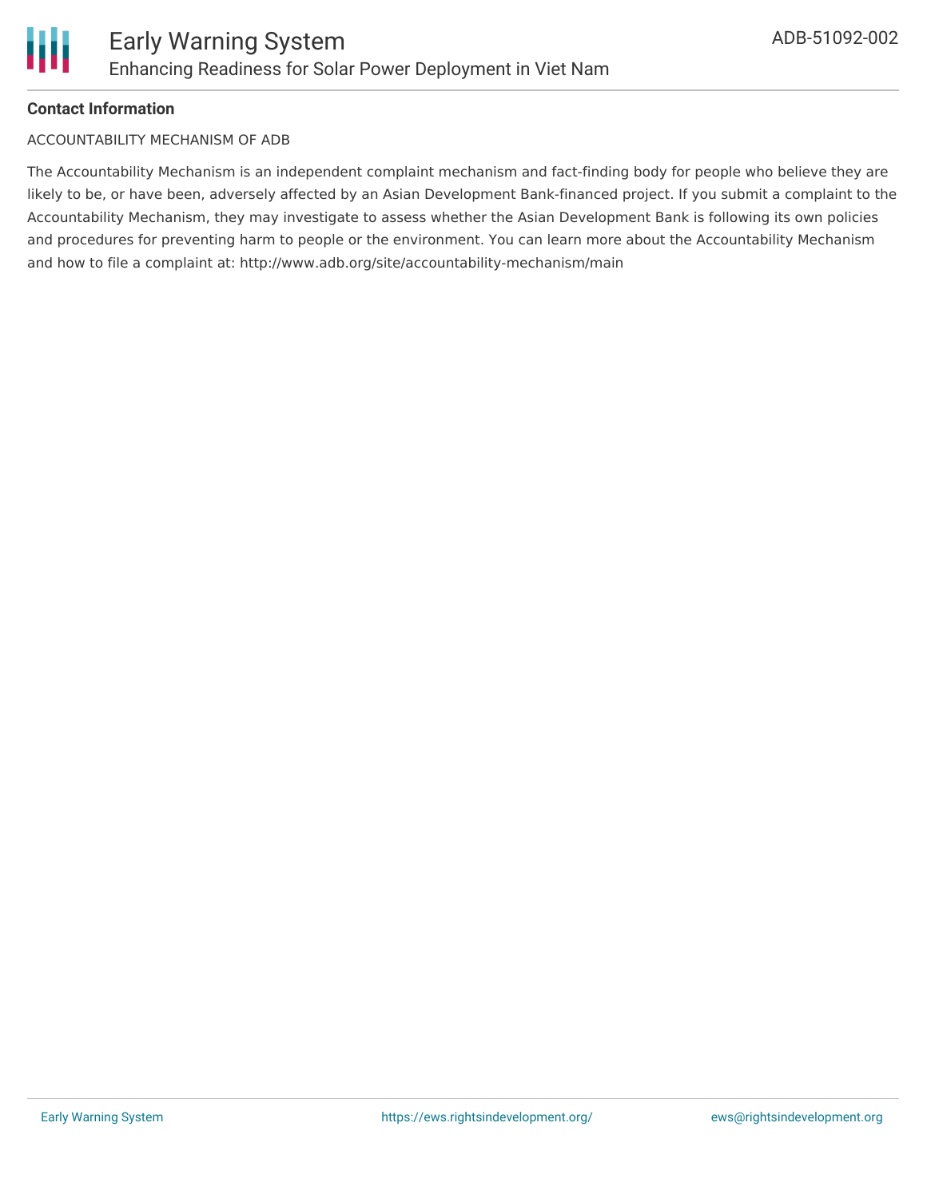**Contact Information**

ACCOUNTABILITY MECHANISM OF ADB

The Accountability Mechanism is an independent complaint mechanism and fact-finding body for people who believe they are likely to be, or have been, adversely affected by an Asian Development Bank-financed project. If you submit a complaint to the Accountability Mechanism, they may investigate to assess whether the Asian Development Bank is following its own policies and procedures for preventing harm to people or the environment. You can learn more about the Accountability Mechanism and how to file a complaint at: http://www.adb.org/site/accountability-mechanism/main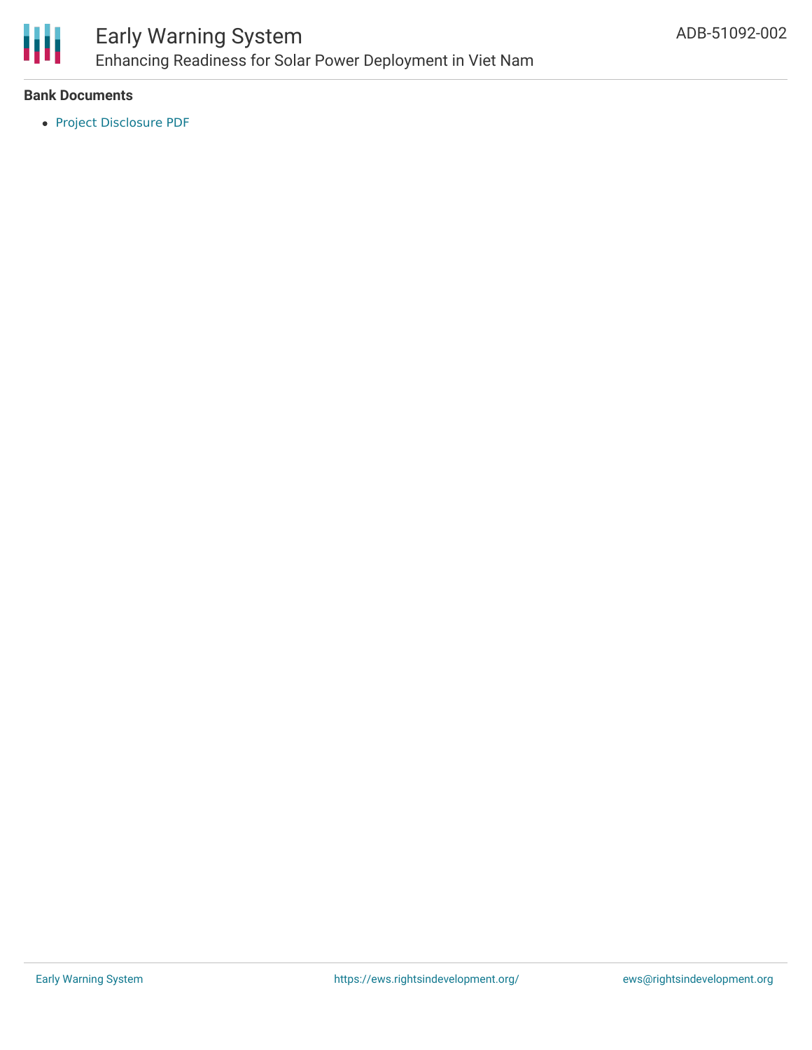**Bank Documents**

- Project Disclosure PDF